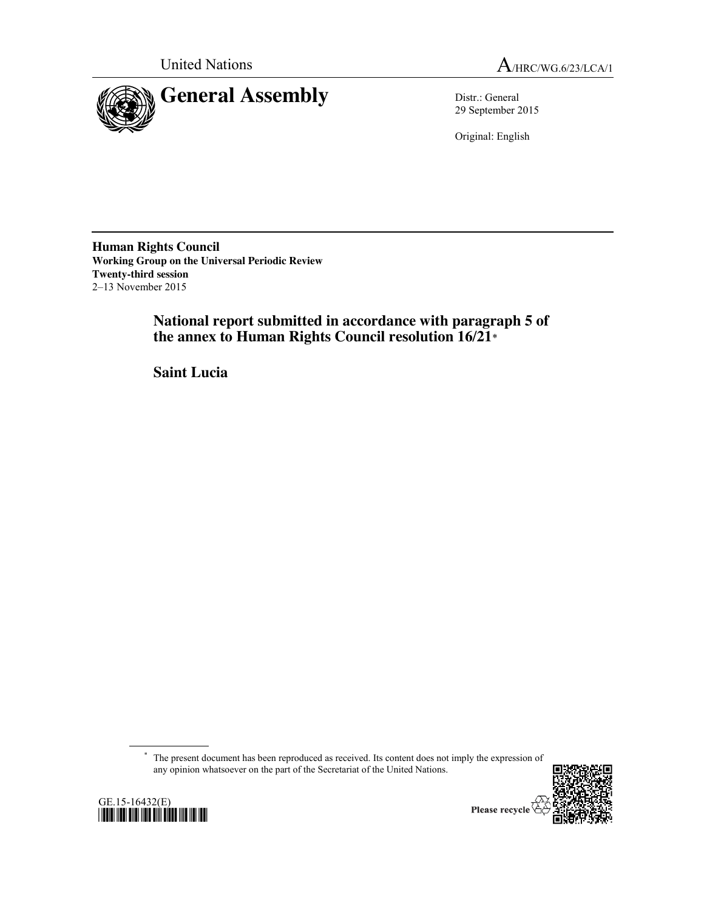United Nations

A/HRC/WG.6/23/LCA/1

# General Assembly

Distr.: General
29 September 2015

Original: English

**Human Rights Council**
**Working Group on the Universal Periodic Review**
**Twenty-third session**
2–13 November 2015

## National report submitted in accordance with paragraph 5 of the annex to Human Rights Council resolution 16/21*

## Saint Lucia

\* The present document has been reproduced as received. Its content does not imply the expression of any opinion whatsoever on the part of the Secretariat of the United Nations.

GE.15-16432(E)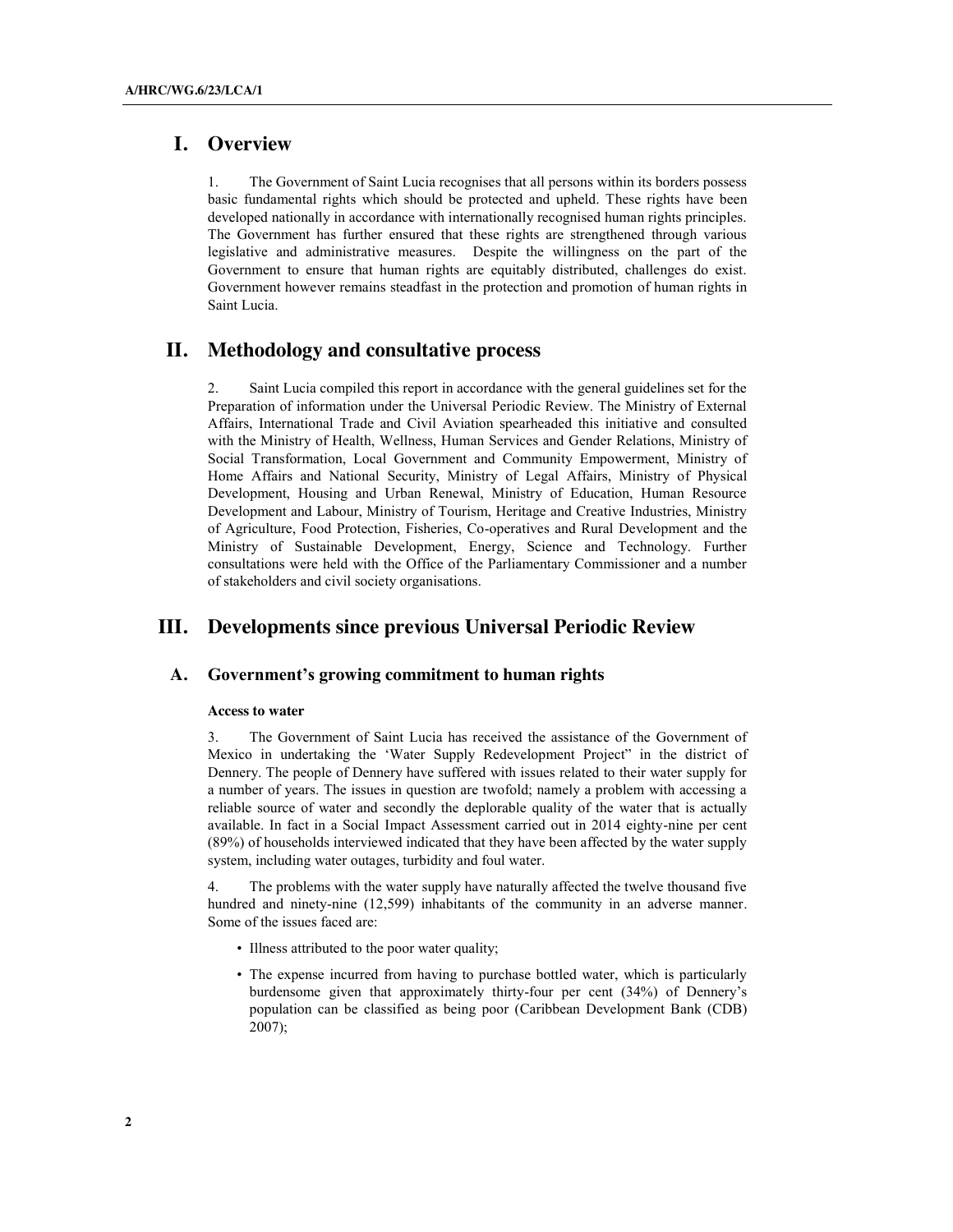# I. Overview

1. The Government of Saint Lucia recognises that all persons within its borders possess basic fundamental rights which should be protected and upheld. These rights have been developed nationally in accordance with internationally recognised human rights principles. The Government has further ensured that these rights are strengthened through various legislative and administrative measures. Despite the willingness on the part of the Government to ensure that human rights are equitably distributed, challenges do exist. Government however remains steadfast in the protection and promotion of human rights in Saint Lucia.

# II. Methodology and consultative process

2. Saint Lucia compiled this report in accordance with the general guidelines set for the Preparation of information under the Universal Periodic Review. The Ministry of External Affairs, International Trade and Civil Aviation spearheaded this initiative and consulted with the Ministry of Health, Wellness, Human Services and Gender Relations, Ministry of Social Transformation, Local Government and Community Empowerment, Ministry of Home Affairs and National Security, Ministry of Legal Affairs, Ministry of Physical Development, Housing and Urban Renewal, Ministry of Education, Human Resource Development and Labour, Ministry of Tourism, Heritage and Creative Industries, Ministry of Agriculture, Food Protection, Fisheries, Co-operatives and Rural Development and the Ministry of Sustainable Development, Energy, Science and Technology. Further consultations were held with the Office of the Parliamentary Commissioner and a number of stakeholders and civil society organisations.

# III. Developments since previous Universal Periodic Review

## A. Government's growing commitment to human rights

### Access to water

3. The Government of Saint Lucia has received the assistance of the Government of Mexico in undertaking the 'Water Supply Redevelopment Project" in the district of Dennery. The people of Dennery have suffered with issues related to their water supply for a number of years. The issues in question are twofold; namely a problem with accessing a reliable source of water and secondly the deplorable quality of the water that is actually available. In fact in a Social Impact Assessment carried out in 2014 eighty-nine per cent (89%) of households interviewed indicated that they have been affected by the water supply system, including water outages, turbidity and foul water.

4. The problems with the water supply have naturally affected the twelve thousand five hundred and ninety-nine (12,599) inhabitants of the community in an adverse manner. Some of the issues faced are:

- Illness attributed to the poor water quality;
- The expense incurred from having to purchase bottled water, which is particularly burdensome given that approximately thirty-four per cent (34%) of Dennery's population can be classified as being poor (Caribbean Development Bank (CDB) 2007);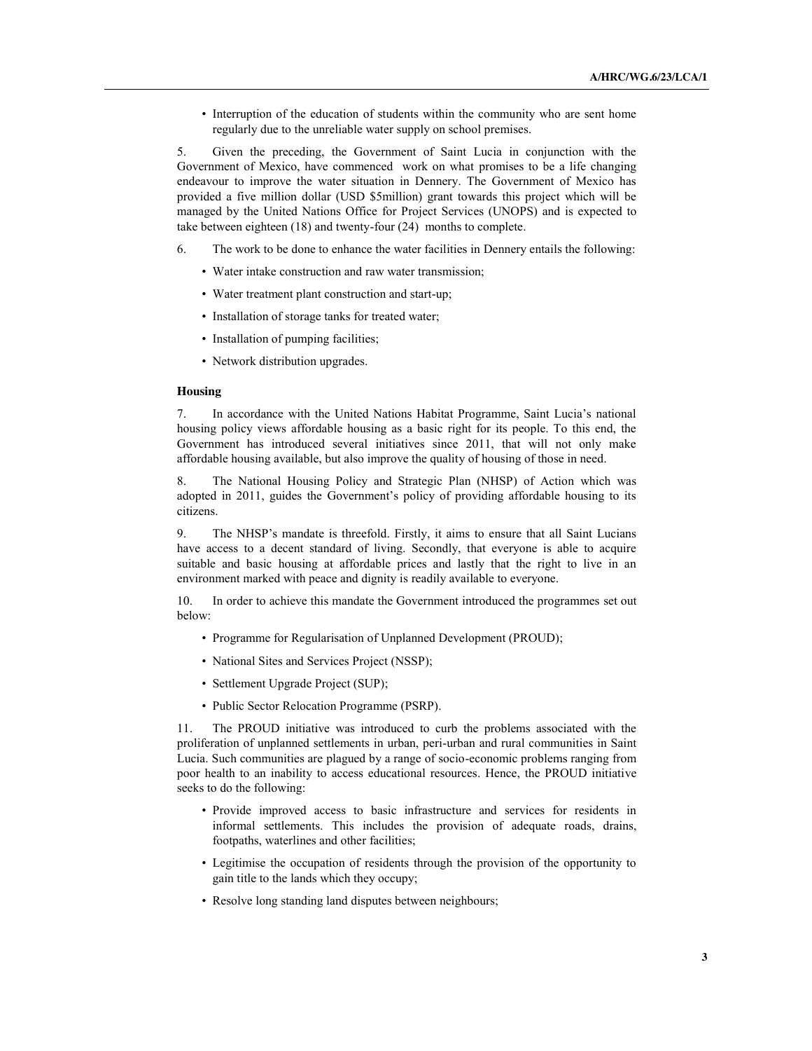- Interruption of the education of students within the community who are sent home regularly due to the unreliable water supply on school premises.

5. Given the preceding, the Government of Saint Lucia in conjunction with the Government of Mexico, have commenced work on what promises to be a life changing endeavour to improve the water situation in Dennery. The Government of Mexico has provided a five million dollar (USD $5million) grant towards this project which will be managed by the United Nations Office for Project Services (UNOPS) and is expected to take between eighteen (18) and twenty-four (24) months to complete.

6. The work to be done to enhance the water facilities in Dennery entails the following:

- Water intake construction and raw water transmission;
- Water treatment plant construction and start-up;
- Installation of storage tanks for treated water;
- Installation of pumping facilities;
- Network distribution upgrades.

**Housing**

7. In accordance with the United Nations Habitat Programme, Saint Lucia's national housing policy views affordable housing as a basic right for its people. To this end, the Government has introduced several initiatives since 2011, that will not only make affordable housing available, but also improve the quality of housing of those in need.

8. The National Housing Policy and Strategic Plan (NHSP) of Action which was adopted in 2011, guides the Government's policy of providing affordable housing to its citizens.

9. The NHSP's mandate is threefold. Firstly, it aims to ensure that all Saint Lucians have access to a decent standard of living. Secondly, that everyone is able to acquire suitable and basic housing at affordable prices and lastly that the right to live in an environment marked with peace and dignity is readily available to everyone.

10. In order to achieve this mandate the Government introduced the programmes set out below:

- Programme for Regularisation of Unplanned Development (PROUD);
- National Sites and Services Project (NSSP);
- Settlement Upgrade Project (SUP);
- Public Sector Relocation Programme (PSRP).

11. The PROUD initiative was introduced to curb the problems associated with the proliferation of unplanned settlements in urban, peri-urban and rural communities in Saint Lucia. Such communities are plagued by a range of socio-economic problems ranging from poor health to an inability to access educational resources. Hence, the PROUD initiative seeks to do the following:

- Provide improved access to basic infrastructure and services for residents in informal settlements. This includes the provision of adequate roads, drains, footpaths, waterlines and other facilities;
- Legitimise the occupation of residents through the provision of the opportunity to gain title to the lands which they occupy;
- Resolve long standing land disputes between neighbours;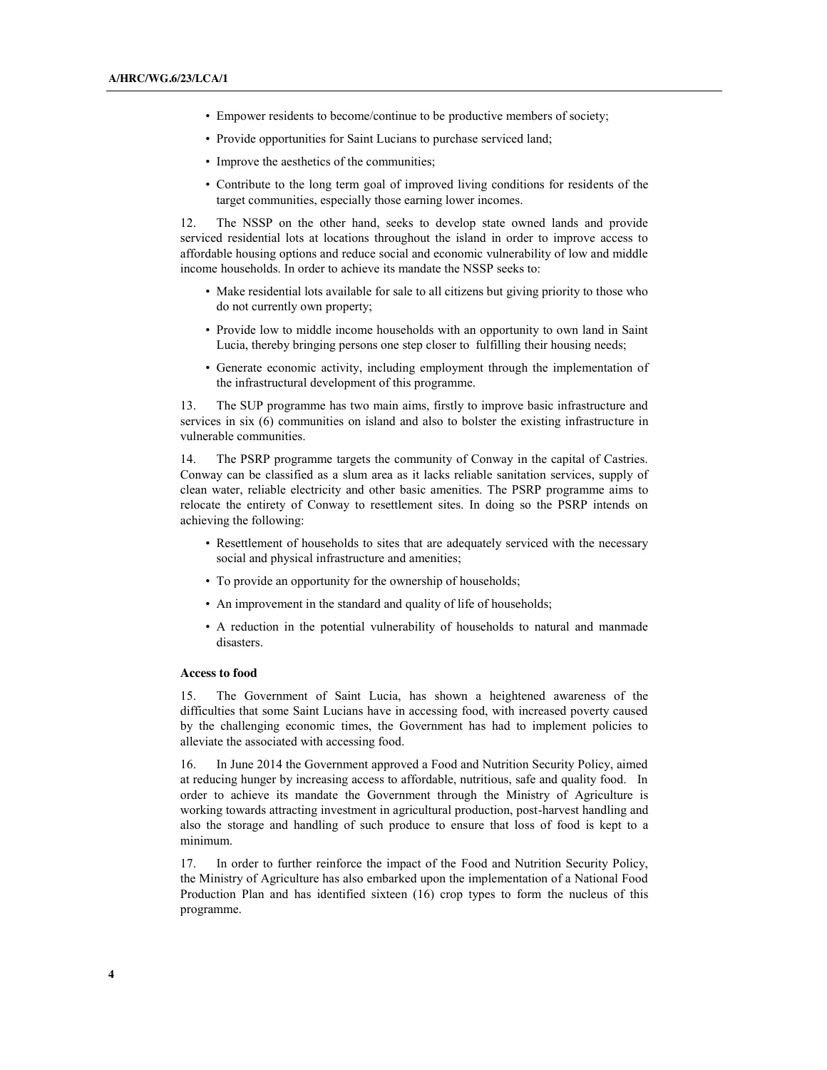- Empower residents to become/continue to be productive members of society;
- Provide opportunities for Saint Lucians to purchase serviced land;
- Improve the aesthetics of the communities;
- Contribute to the long term goal of improved living conditions for residents of the target communities, especially those earning lower incomes.

12. The NSSP on the other hand, seeks to develop state owned lands and provide serviced residential lots at locations throughout the island in order to improve access to affordable housing options and reduce social and economic vulnerability of low and middle income households. In order to achieve its mandate the NSSP seeks to:

- Make residential lots available for sale to all citizens but giving priority to those who do not currently own property;
- Provide low to middle income households with an opportunity to own land in Saint Lucia, thereby bringing persons one step closer to fulfilling their housing needs;
- Generate economic activity, including employment through the implementation of the infrastructural development of this programme.

13. The SUP programme has two main aims, firstly to improve basic infrastructure and services in six (6) communities on island and also to bolster the existing infrastructure in vulnerable communities.

14. The PSRP programme targets the community of Conway in the capital of Castries. Conway can be classified as a slum area as it lacks reliable sanitation services, supply of clean water, reliable electricity and other basic amenities. The PSRP programme aims to relocate the entirety of Conway to resettlement sites. In doing so the PSRP intends on achieving the following:

- Resettlement of households to sites that are adequately serviced with the necessary social and physical infrastructure and amenities;
- To provide an opportunity for the ownership of households;
- An improvement in the standard and quality of life of households;
- A reduction in the potential vulnerability of households to natural and manmade disasters.

**Access to food**

15. The Government of Saint Lucia, has shown a heightened awareness of the difficulties that some Saint Lucians have in accessing food, with increased poverty caused by the challenging economic times, the Government has had to implement policies to alleviate the associated with accessing food.

16. In June 2014 the Government approved a Food and Nutrition Security Policy, aimed at reducing hunger by increasing access to affordable, nutritious, safe and quality food. In order to achieve its mandate the Government through the Ministry of Agriculture is working towards attracting investment in agricultural production, post-harvest handling and also the storage and handling of such produce to ensure that loss of food is kept to a minimum.

17. In order to further reinforce the impact of the Food and Nutrition Security Policy, the Ministry of Agriculture has also embarked upon the implementation of a National Food Production Plan and has identified sixteen (16) crop types to form the nucleus of this programme.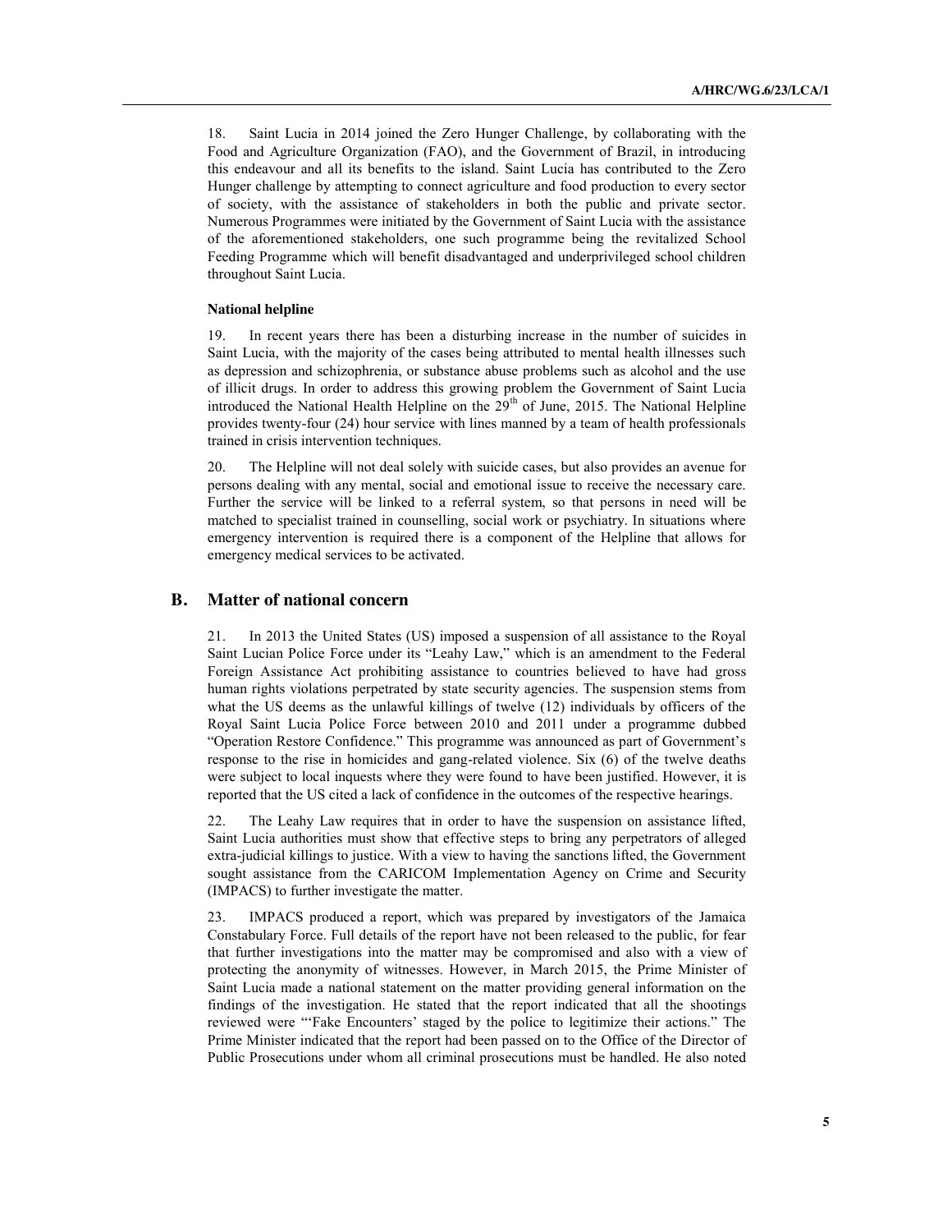18. Saint Lucia in 2014 joined the Zero Hunger Challenge, by collaborating with the Food and Agriculture Organization (FAO), and the Government of Brazil, in introducing this endeavour and all its benefits to the island. Saint Lucia has contributed to the Zero Hunger challenge by attempting to connect agriculture and food production to every sector of society, with the assistance of stakeholders in both the public and private sector. Numerous Programmes were initiated by the Government of Saint Lucia with the assistance of the aforementioned stakeholders, one such programme being the revitalized School Feeding Programme which will benefit disadvantaged and underprivileged school children throughout Saint Lucia.

#### National helpline

19. In recent years there has been a disturbing increase in the number of suicides in Saint Lucia, with the majority of the cases being attributed to mental health illnesses such as depression and schizophrenia, or substance abuse problems such as alcohol and the use of illicit drugs. In order to address this growing problem the Government of Saint Lucia introduced the National Health Helpline on the 29th of June, 2015. The National Helpline provides twenty-four (24) hour service with lines manned by a team of health professionals trained in crisis intervention techniques.

20. The Helpline will not deal solely with suicide cases, but also provides an avenue for persons dealing with any mental, social and emotional issue to receive the necessary care. Further the service will be linked to a referral system, so that persons in need will be matched to specialist trained in counselling, social work or psychiatry. In situations where emergency intervention is required there is a component of the Helpline that allows for emergency medical services to be activated.

## B. Matter of national concern

21. In 2013 the United States (US) imposed a suspension of all assistance to the Royal Saint Lucian Police Force under its "Leahy Law," which is an amendment to the Federal Foreign Assistance Act prohibiting assistance to countries believed to have had gross human rights violations perpetrated by state security agencies. The suspension stems from what the US deems as the unlawful killings of twelve (12) individuals by officers of the Royal Saint Lucia Police Force between 2010 and 2011 under a programme dubbed "Operation Restore Confidence." This programme was announced as part of Government's response to the rise in homicides and gang-related violence. Six (6) of the twelve deaths were subject to local inquests where they were found to have been justified. However, it is reported that the US cited a lack of confidence in the outcomes of the respective hearings.

22. The Leahy Law requires that in order to have the suspension on assistance lifted, Saint Lucia authorities must show that effective steps to bring any perpetrators of alleged extra-judicial killings to justice. With a view to having the sanctions lifted, the Government sought assistance from the CARICOM Implementation Agency on Crime and Security (IMPACS) to further investigate the matter.

23. IMPACS produced a report, which was prepared by investigators of the Jamaica Constabulary Force. Full details of the report have not been released to the public, for fear that further investigations into the matter may be compromised and also with a view of protecting the anonymity of witnesses. However, in March 2015, the Prime Minister of Saint Lucia made a national statement on the matter providing general information on the findings of the investigation. He stated that the report indicated that all the shootings reviewed were "'Fake Encounters' staged by the police to legitimize their actions." The Prime Minister indicated that the report had been passed on to the Office of the Director of Public Prosecutions under whom all criminal prosecutions must be handled. He also noted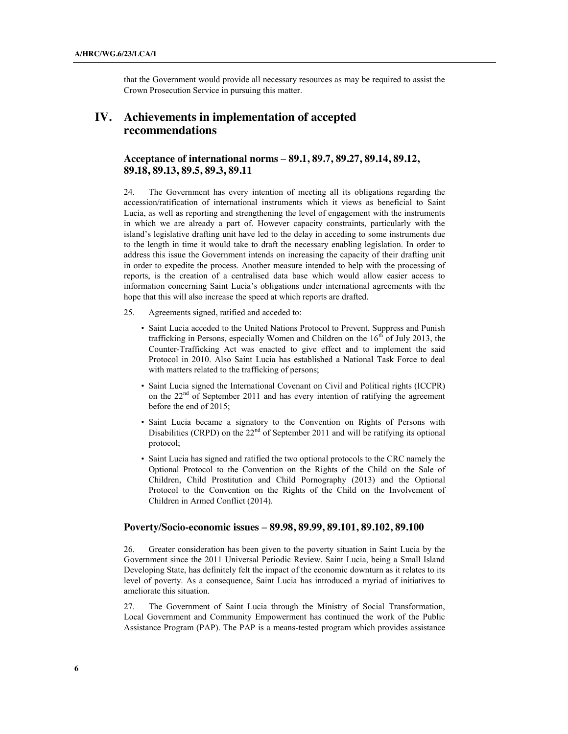that the Government would provide all necessary resources as may be required to assist the Crown Prosecution Service in pursuing this matter.

# IV. Achievements in implementation of accepted recommendations

## Acceptance of international norms – 89.1, 89.7, 89.27, 89.14, 89.12, 89.18, 89.13, 89.5, 89.3, 89.11

24. The Government has every intention of meeting all its obligations regarding the accession/ratification of international instruments which it views as beneficial to Saint Lucia, as well as reporting and strengthening the level of engagement with the instruments in which we are already a part of. However capacity constraints, particularly with the island's legislative drafting unit have led to the delay in acceding to some instruments due to the length in time it would take to draft the necessary enabling legislation. In order to address this issue the Government intends on increasing the capacity of their drafting unit in order to expedite the process. Another measure intended to help with the processing of reports, is the creation of a centralised data base which would allow easier access to information concerning Saint Lucia's obligations under international agreements with the hope that this will also increase the speed at which reports are drafted.

25. Agreements signed, ratified and acceded to:

- Saint Lucia acceded to the United Nations Protocol to Prevent, Suppress and Punish trafficking in Persons, especially Women and Children on the 16th of July 2013, the Counter-Trafficking Act was enacted to give effect and to implement the said Protocol in 2010. Also Saint Lucia has established a National Task Force to deal with matters related to the trafficking of persons;
- Saint Lucia signed the International Covenant on Civil and Political rights (ICCPR) on the 22nd of September 2011 and has every intention of ratifying the agreement before the end of 2015;
- Saint Lucia became a signatory to the Convention on Rights of Persons with Disabilities (CRPD) on the 22nd of September 2011 and will be ratifying its optional protocol;
- Saint Lucia has signed and ratified the two optional protocols to the CRC namely the Optional Protocol to the Convention on the Rights of the Child on the Sale of Children, Child Prostitution and Child Pornography (2013) and the Optional Protocol to the Convention on the Rights of the Child on the Involvement of Children in Armed Conflict (2014).

## Poverty/Socio-economic issues – 89.98, 89.99, 89.101, 89.102, 89.100

26. Greater consideration has been given to the poverty situation in Saint Lucia by the Government since the 2011 Universal Periodic Review. Saint Lucia, being a Small Island Developing State, has definitely felt the impact of the economic downturn as it relates to its level of poverty. As a consequence, Saint Lucia has introduced a myriad of initiatives to ameliorate this situation.

27. The Government of Saint Lucia through the Ministry of Social Transformation, Local Government and Community Empowerment has continued the work of the Public Assistance Program (PAP). The PAP is a means-tested program which provides assistance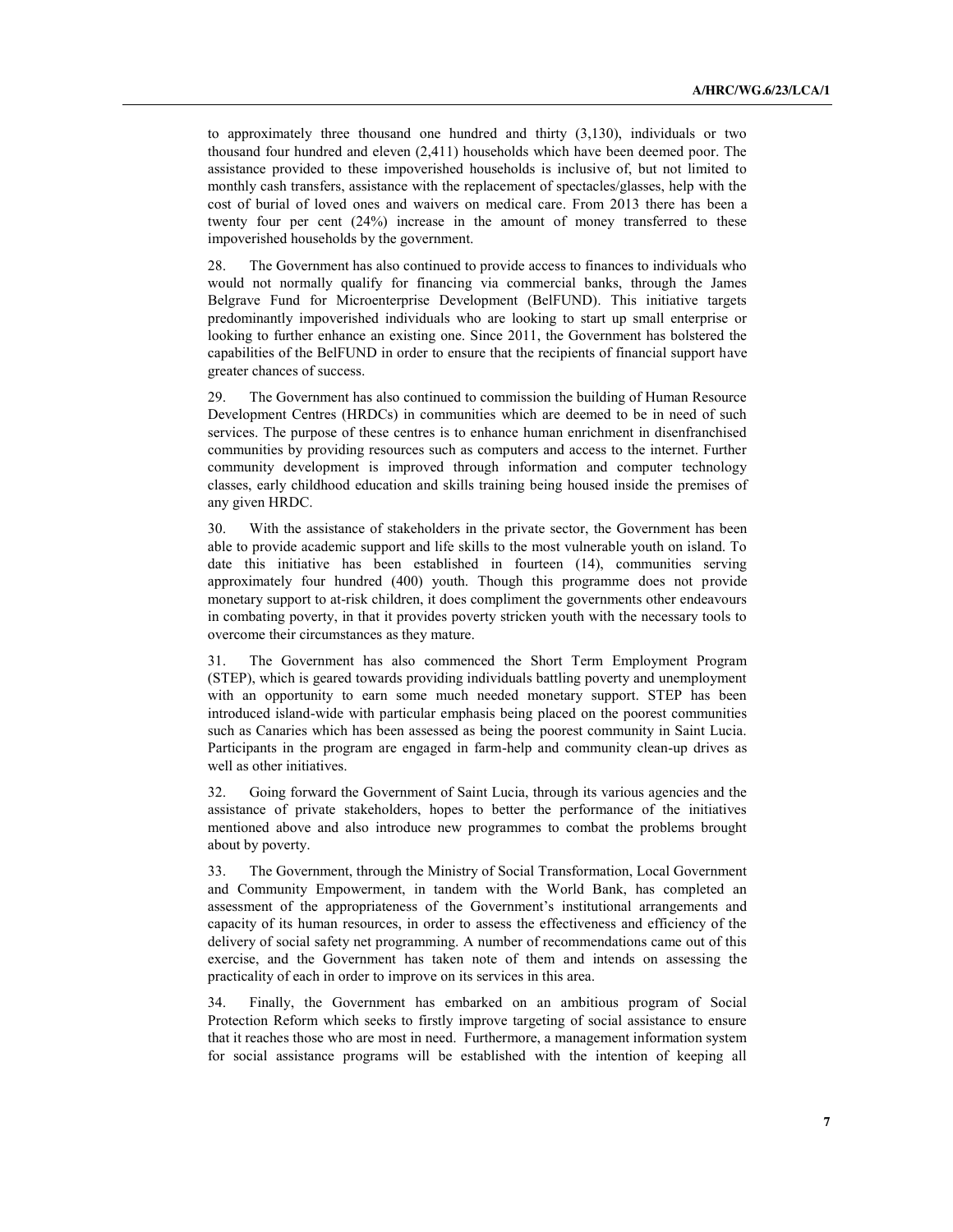to approximately three thousand one hundred and thirty (3,130), individuals or two thousand four hundred and eleven (2,411) households which have been deemed poor. The assistance provided to these impoverished households is inclusive of, but not limited to monthly cash transfers, assistance with the replacement of spectacles/glasses, help with the cost of burial of loved ones and waivers on medical care. From 2013 there has been a twenty four per cent (24%) increase in the amount of money transferred to these impoverished households by the government.

28. The Government has also continued to provide access to finances to individuals who would not normally qualify for financing via commercial banks, through the James Belgrave Fund for Microenterprise Development (BelFUND). This initiative targets predominantly impoverished individuals who are looking to start up small enterprise or looking to further enhance an existing one. Since 2011, the Government has bolstered the capabilities of the BelFUND in order to ensure that the recipients of financial support have greater chances of success.

29. The Government has also continued to commission the building of Human Resource Development Centres (HRDCs) in communities which are deemed to be in need of such services. The purpose of these centres is to enhance human enrichment in disenfranchised communities by providing resources such as computers and access to the internet. Further community development is improved through information and computer technology classes, early childhood education and skills training being housed inside the premises of any given HRDC.

30. With the assistance of stakeholders in the private sector, the Government has been able to provide academic support and life skills to the most vulnerable youth on island. To date this initiative has been established in fourteen (14), communities serving approximately four hundred (400) youth. Though this programme does not provide monetary support to at-risk children, it does compliment the governments other endeavours in combating poverty, in that it provides poverty stricken youth with the necessary tools to overcome their circumstances as they mature.

31. The Government has also commenced the Short Term Employment Program (STEP), which is geared towards providing individuals battling poverty and unemployment with an opportunity to earn some much needed monetary support. STEP has been introduced island-wide with particular emphasis being placed on the poorest communities such as Canaries which has been assessed as being the poorest community in Saint Lucia. Participants in the program are engaged in farm-help and community clean-up drives as well as other initiatives.

32. Going forward the Government of Saint Lucia, through its various agencies and the assistance of private stakeholders, hopes to better the performance of the initiatives mentioned above and also introduce new programmes to combat the problems brought about by poverty.

33. The Government, through the Ministry of Social Transformation, Local Government and Community Empowerment, in tandem with the World Bank, has completed an assessment of the appropriateness of the Government's institutional arrangements and capacity of its human resources, in order to assess the effectiveness and efficiency of the delivery of social safety net programming. A number of recommendations came out of this exercise, and the Government has taken note of them and intends on assessing the practicality of each in order to improve on its services in this area.

34. Finally, the Government has embarked on an ambitious program of Social Protection Reform which seeks to firstly improve targeting of social assistance to ensure that it reaches those who are most in need. Furthermore, a management information system for social assistance programs will be established with the intention of keeping all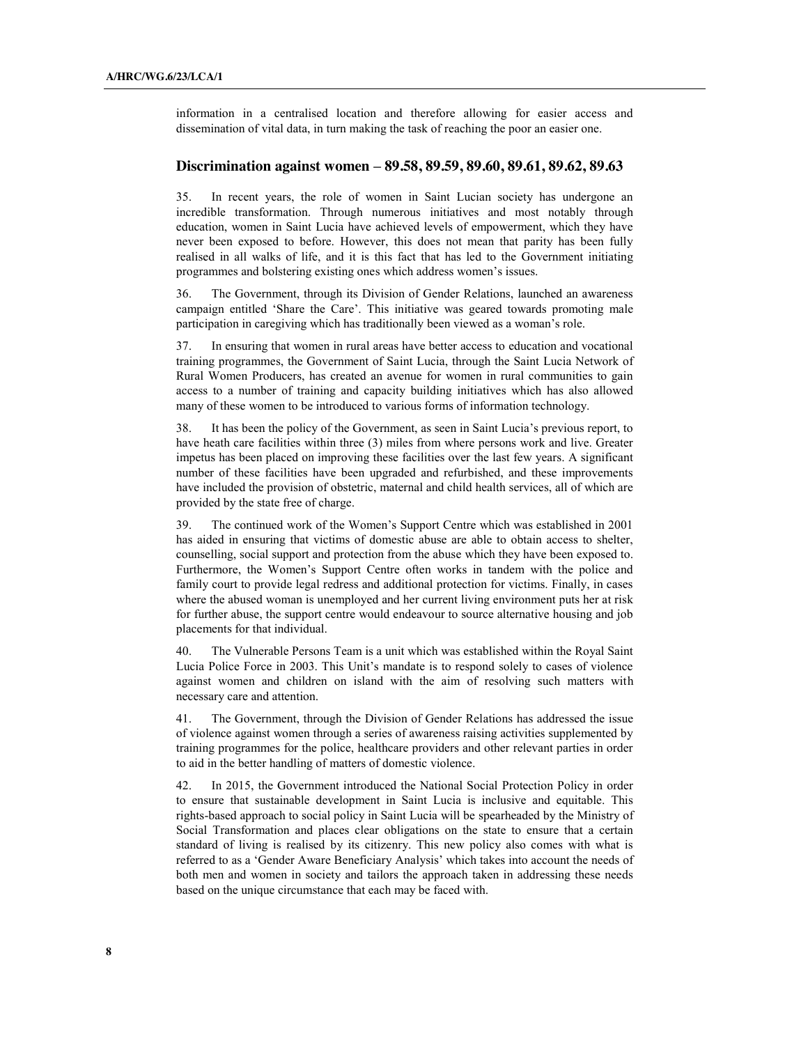information in a centralised location and therefore allowing for easier access and dissemination of vital data, in turn making the task of reaching the poor an easier one.

## Discrimination against women – 89.58, 89.59, 89.60, 89.61, 89.62, 89.63

35. In recent years, the role of women in Saint Lucian society has undergone an incredible transformation. Through numerous initiatives and most notably through education, women in Saint Lucia have achieved levels of empowerment, which they have never been exposed to before. However, this does not mean that parity has been fully realised in all walks of life, and it is this fact that has led to the Government initiating programmes and bolstering existing ones which address women's issues.

36. The Government, through its Division of Gender Relations, launched an awareness campaign entitled 'Share the Care'. This initiative was geared towards promoting male participation in caregiving which has traditionally been viewed as a woman's role.

37. In ensuring that women in rural areas have better access to education and vocational training programmes, the Government of Saint Lucia, through the Saint Lucia Network of Rural Women Producers, has created an avenue for women in rural communities to gain access to a number of training and capacity building initiatives which has also allowed many of these women to be introduced to various forms of information technology.

38. It has been the policy of the Government, as seen in Saint Lucia's previous report, to have heath care facilities within three (3) miles from where persons work and live. Greater impetus has been placed on improving these facilities over the last few years. A significant number of these facilities have been upgraded and refurbished, and these improvements have included the provision of obstetric, maternal and child health services, all of which are provided by the state free of charge.

39. The continued work of the Women's Support Centre which was established in 2001 has aided in ensuring that victims of domestic abuse are able to obtain access to shelter, counselling, social support and protection from the abuse which they have been exposed to. Furthermore, the Women's Support Centre often works in tandem with the police and family court to provide legal redress and additional protection for victims. Finally, in cases where the abused woman is unemployed and her current living environment puts her at risk for further abuse, the support centre would endeavour to source alternative housing and job placements for that individual.

40. The Vulnerable Persons Team is a unit which was established within the Royal Saint Lucia Police Force in 2003. This Unit's mandate is to respond solely to cases of violence against women and children on island with the aim of resolving such matters with necessary care and attention.

41. The Government, through the Division of Gender Relations has addressed the issue of violence against women through a series of awareness raising activities supplemented by training programmes for the police, healthcare providers and other relevant parties in order to aid in the better handling of matters of domestic violence.

42. In 2015, the Government introduced the National Social Protection Policy in order to ensure that sustainable development in Saint Lucia is inclusive and equitable. This rights-based approach to social policy in Saint Lucia will be spearheaded by the Ministry of Social Transformation and places clear obligations on the state to ensure that a certain standard of living is realised by its citizenry. This new policy also comes with what is referred to as a 'Gender Aware Beneficiary Analysis' which takes into account the needs of both men and women in society and tailors the approach taken in addressing these needs based on the unique circumstance that each may be faced with.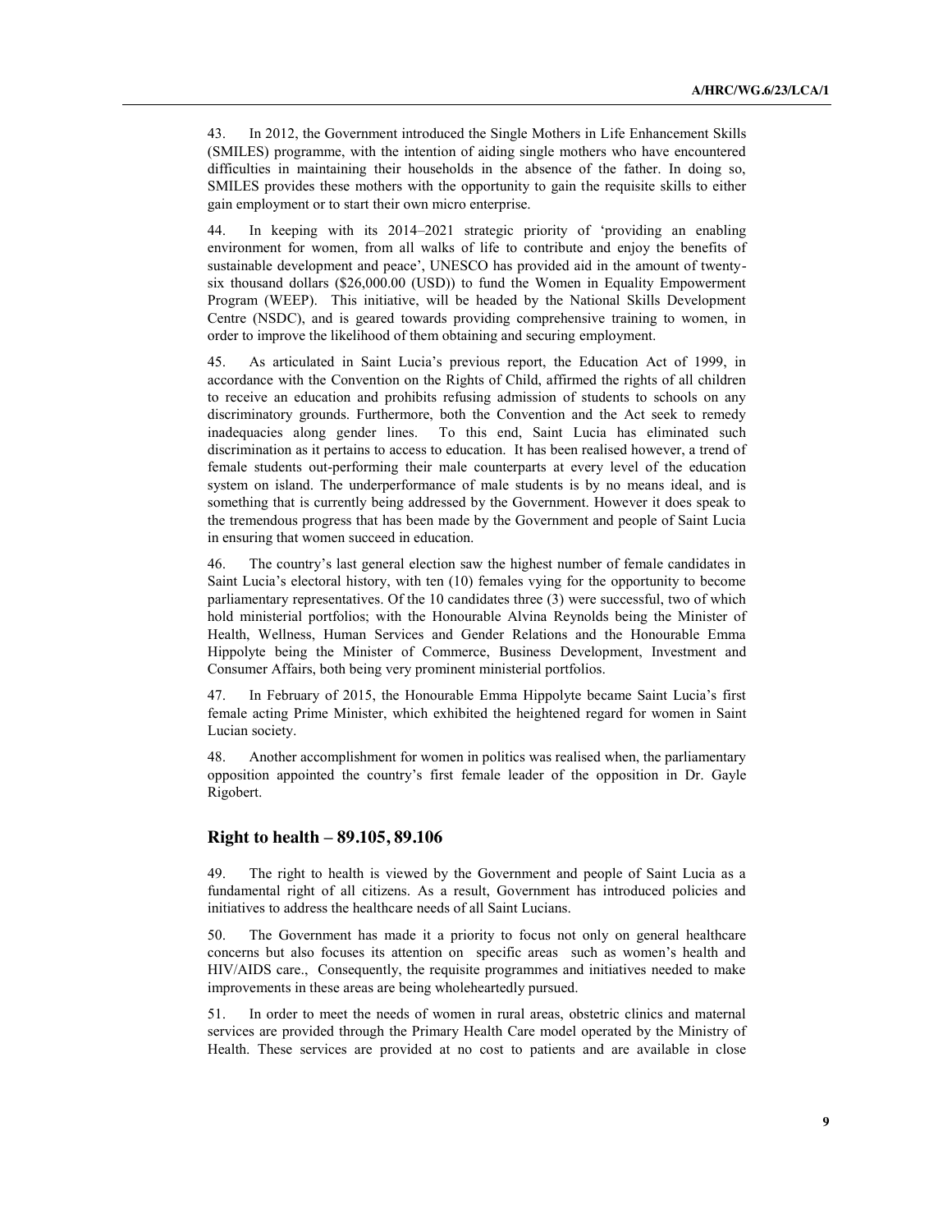43. In 2012, the Government introduced the Single Mothers in Life Enhancement Skills (SMILES) programme, with the intention of aiding single mothers who have encountered difficulties in maintaining their households in the absence of the father. In doing so, SMILES provides these mothers with the opportunity to gain the requisite skills to either gain employment or to start their own micro enterprise.

44. In keeping with its 2014–2021 strategic priority of 'providing an enabling environment for women, from all walks of life to contribute and enjoy the benefits of sustainable development and peace', UNESCO has provided aid in the amount of twenty-six thousand dollars ($26,000.00 (USD)) to fund the Women in Equality Empowerment Program (WEEP). This initiative, will be headed by the National Skills Development Centre (NSDC), and is geared towards providing comprehensive training to women, in order to improve the likelihood of them obtaining and securing employment.

45. As articulated in Saint Lucia's previous report, the Education Act of 1999, in accordance with the Convention on the Rights of Child, affirmed the rights of all children to receive an education and prohibits refusing admission of students to schools on any discriminatory grounds. Furthermore, both the Convention and the Act seek to remedy inadequacies along gender lines. To this end, Saint Lucia has eliminated such discrimination as it pertains to access to education. It has been realised however, a trend of female students out-performing their male counterparts at every level of the education system on island. The underperformance of male students is by no means ideal, and is something that is currently being addressed by the Government. However it does speak to the tremendous progress that has been made by the Government and people of Saint Lucia in ensuring that women succeed in education.

46. The country's last general election saw the highest number of female candidates in Saint Lucia's electoral history, with ten (10) females vying for the opportunity to become parliamentary representatives. Of the 10 candidates three (3) were successful, two of which hold ministerial portfolios; with the Honourable Alvina Reynolds being the Minister of Health, Wellness, Human Services and Gender Relations and the Honourable Emma Hippolyte being the Minister of Commerce, Business Development, Investment and Consumer Affairs, both being very prominent ministerial portfolios.

47. In February of 2015, the Honourable Emma Hippolyte became Saint Lucia's first female acting Prime Minister, which exhibited the heightened regard for women in Saint Lucian society.

48. Another accomplishment for women in politics was realised when, the parliamentary opposition appointed the country's first female leader of the opposition in Dr. Gayle Rigobert.

## Right to health – 89.105, 89.106

49. The right to health is viewed by the Government and people of Saint Lucia as a fundamental right of all citizens. As a result, Government has introduced policies and initiatives to address the healthcare needs of all Saint Lucians.

50. The Government has made it a priority to focus not only on general healthcare concerns but also focuses its attention on specific areas such as women's health and HIV/AIDS care., Consequently, the requisite programmes and initiatives needed to make improvements in these areas are being wholeheartedly pursued.

51. In order to meet the needs of women in rural areas, obstetric clinics and maternal services are provided through the Primary Health Care model operated by the Ministry of Health. These services are provided at no cost to patients and are available in close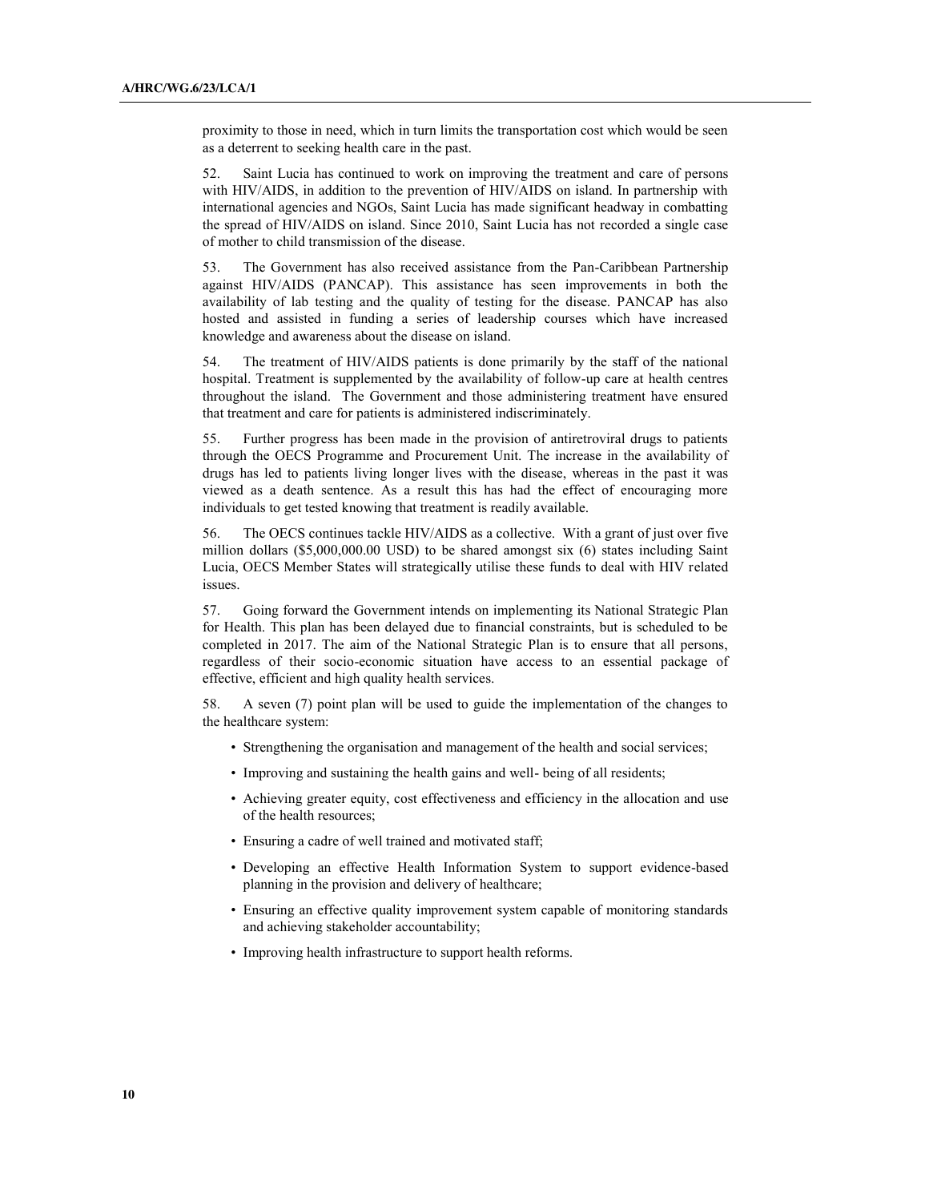proximity to those in need, which in turn limits the transportation cost which would be seen as a deterrent to seeking health care in the past.

52. Saint Lucia has continued to work on improving the treatment and care of persons with HIV/AIDS, in addition to the prevention of HIV/AIDS on island. In partnership with international agencies and NGOs, Saint Lucia has made significant headway in combatting the spread of HIV/AIDS on island. Since 2010, Saint Lucia has not recorded a single case of mother to child transmission of the disease.

53. The Government has also received assistance from the Pan-Caribbean Partnership against HIV/AIDS (PANCAP). This assistance has seen improvements in both the availability of lab testing and the quality of testing for the disease. PANCAP has also hosted and assisted in funding a series of leadership courses which have increased knowledge and awareness about the disease on island.

54. The treatment of HIV/AIDS patients is done primarily by the staff of the national hospital. Treatment is supplemented by the availability of follow-up care at health centres throughout the island. The Government and those administering treatment have ensured that treatment and care for patients is administered indiscriminately.

55. Further progress has been made in the provision of antiretroviral drugs to patients through the OECS Programme and Procurement Unit. The increase in the availability of drugs has led to patients living longer lives with the disease, whereas in the past it was viewed as a death sentence. As a result this has had the effect of encouraging more individuals to get tested knowing that treatment is readily available.

56. The OECS continues tackle HIV/AIDS as a collective. With a grant of just over five million dollars ($5,000,000.00 USD) to be shared amongst six (6) states including Saint Lucia, OECS Member States will strategically utilise these funds to deal with HIV related issues.

57. Going forward the Government intends on implementing its National Strategic Plan for Health. This plan has been delayed due to financial constraints, but is scheduled to be completed in 2017. The aim of the National Strategic Plan is to ensure that all persons, regardless of their socio-economic situation have access to an essential package of effective, efficient and high quality health services.

58. A seven (7) point plan will be used to guide the implementation of the changes to the healthcare system:

- Strengthening the organisation and management of the health and social services;
- Improving and sustaining the health gains and well- being of all residents;
- Achieving greater equity, cost effectiveness and efficiency in the allocation and use of the health resources;
- Ensuring a cadre of well trained and motivated staff;
- Developing an effective Health Information System to support evidence-based planning in the provision and delivery of healthcare;
- Ensuring an effective quality improvement system capable of monitoring standards and achieving stakeholder accountability;
- Improving health infrastructure to support health reforms.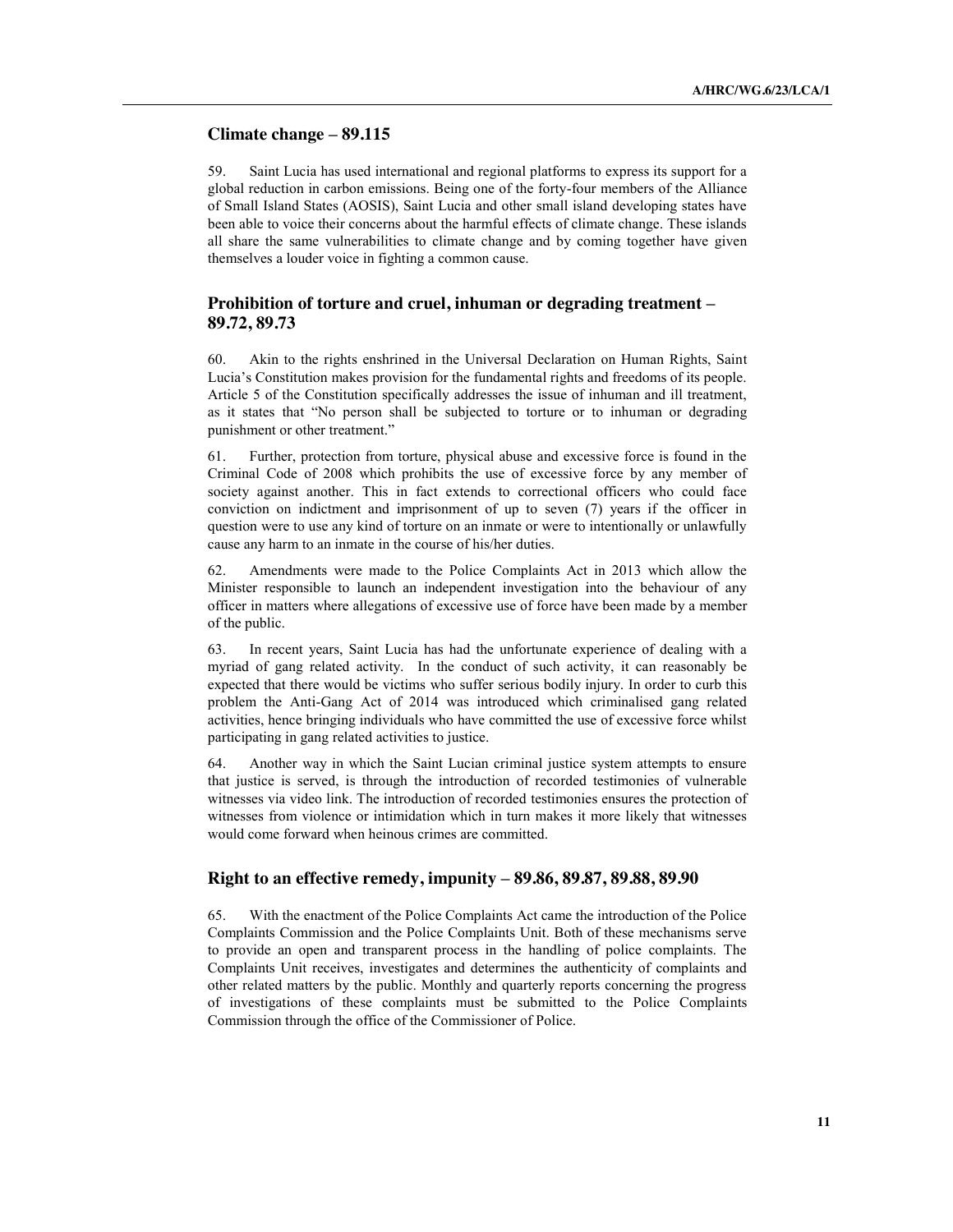### Climate change – 89.115

59. Saint Lucia has used international and regional platforms to express its support for a global reduction in carbon emissions. Being one of the forty-four members of the Alliance of Small Island States (AOSIS), Saint Lucia and other small island developing states have been able to voice their concerns about the harmful effects of climate change. These islands all share the same vulnerabilities to climate change and by coming together have given themselves a louder voice in fighting a common cause.

### Prohibition of torture and cruel, inhuman or degrading treatment – 89.72, 89.73

60. Akin to the rights enshrined in the Universal Declaration on Human Rights, Saint Lucia's Constitution makes provision for the fundamental rights and freedoms of its people. Article 5 of the Constitution specifically addresses the issue of inhuman and ill treatment, as it states that "No person shall be subjected to torture or to inhuman or degrading punishment or other treatment."

61. Further, protection from torture, physical abuse and excessive force is found in the Criminal Code of 2008 which prohibits the use of excessive force by any member of society against another. This in fact extends to correctional officers who could face conviction on indictment and imprisonment of up to seven (7) years if the officer in question were to use any kind of torture on an inmate or were to intentionally or unlawfully cause any harm to an inmate in the course of his/her duties.

62. Amendments were made to the Police Complaints Act in 2013 which allow the Minister responsible to launch an independent investigation into the behaviour of any officer in matters where allegations of excessive use of force have been made by a member of the public.

63. In recent years, Saint Lucia has had the unfortunate experience of dealing with a myriad of gang related activity. In the conduct of such activity, it can reasonably be expected that there would be victims who suffer serious bodily injury. In order to curb this problem the Anti-Gang Act of 2014 was introduced which criminalised gang related activities, hence bringing individuals who have committed the use of excessive force whilst participating in gang related activities to justice.

64. Another way in which the Saint Lucian criminal justice system attempts to ensure that justice is served, is through the introduction of recorded testimonies of vulnerable witnesses via video link. The introduction of recorded testimonies ensures the protection of witnesses from violence or intimidation which in turn makes it more likely that witnesses would come forward when heinous crimes are committed.

### Right to an effective remedy, impunity – 89.86, 89.87, 89.88, 89.90

65. With the enactment of the Police Complaints Act came the introduction of the Police Complaints Commission and the Police Complaints Unit. Both of these mechanisms serve to provide an open and transparent process in the handling of police complaints. The Complaints Unit receives, investigates and determines the authenticity of complaints and other related matters by the public. Monthly and quarterly reports concerning the progress of investigations of these complaints must be submitted to the Police Complaints Commission through the office of the Commissioner of Police.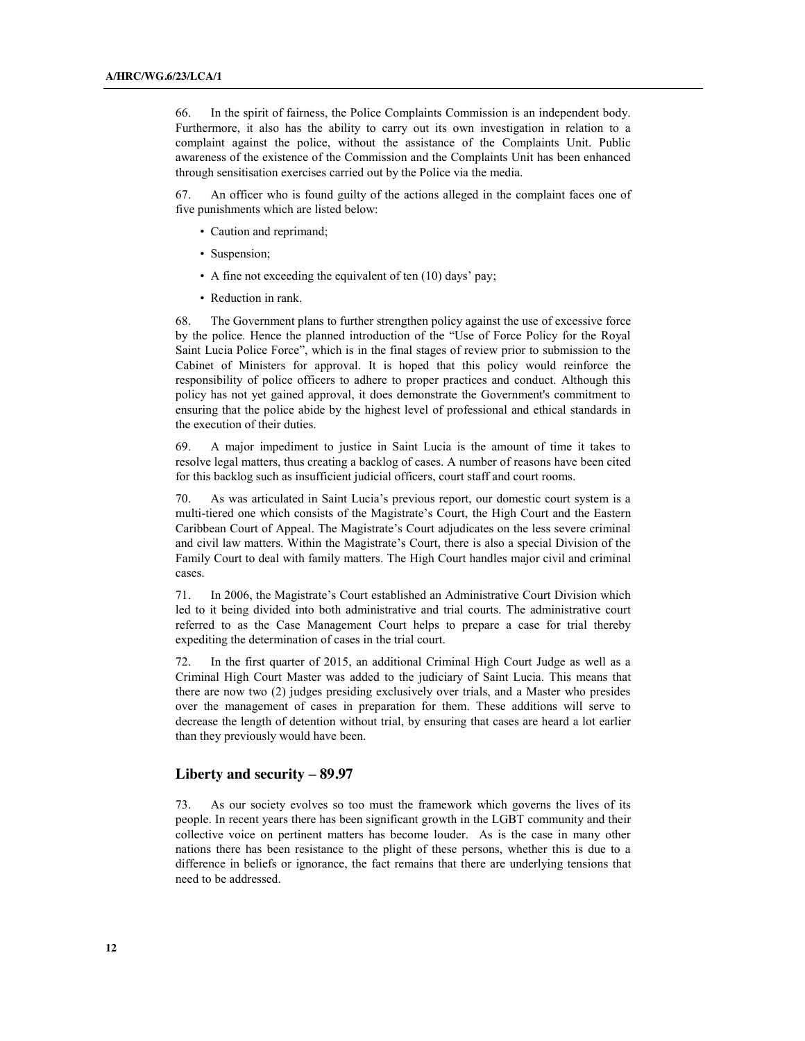66. In the spirit of fairness, the Police Complaints Commission is an independent body. Furthermore, it also has the ability to carry out its own investigation in relation to a complaint against the police, without the assistance of the Complaints Unit. Public awareness of the existence of the Commission and the Complaints Unit has been enhanced through sensitisation exercises carried out by the Police via the media.

67. An officer who is found guilty of the actions alleged in the complaint faces one of five punishments which are listed below:

- Caution and reprimand;
- Suspension;
- A fine not exceeding the equivalent of ten (10) days' pay;
- Reduction in rank.

68. The Government plans to further strengthen policy against the use of excessive force by the police. Hence the planned introduction of the "Use of Force Policy for the Royal Saint Lucia Police Force", which is in the final stages of review prior to submission to the Cabinet of Ministers for approval. It is hoped that this policy would reinforce the responsibility of police officers to adhere to proper practices and conduct. Although this policy has not yet gained approval, it does demonstrate the Government's commitment to ensuring that the police abide by the highest level of professional and ethical standards in the execution of their duties.

69. A major impediment to justice in Saint Lucia is the amount of time it takes to resolve legal matters, thus creating a backlog of cases. A number of reasons have been cited for this backlog such as insufficient judicial officers, court staff and court rooms.

70. As was articulated in Saint Lucia's previous report, our domestic court system is a multi-tiered one which consists of the Magistrate's Court, the High Court and the Eastern Caribbean Court of Appeal. The Magistrate's Court adjudicates on the less severe criminal and civil law matters. Within the Magistrate's Court, there is also a special Division of the Family Court to deal with family matters. The High Court handles major civil and criminal cases.

71. In 2006, the Magistrate's Court established an Administrative Court Division which led to it being divided into both administrative and trial courts. The administrative court referred to as the Case Management Court helps to prepare a case for trial thereby expediting the determination of cases in the trial court.

72. In the first quarter of 2015, an additional Criminal High Court Judge as well as a Criminal High Court Master was added to the judiciary of Saint Lucia. This means that there are now two (2) judges presiding exclusively over trials, and a Master who presides over the management of cases in preparation for them. These additions will serve to decrease the length of detention without trial, by ensuring that cases are heard a lot earlier than they previously would have been.

## Liberty and security – 89.97

73. As our society evolves so too must the framework which governs the lives of its people. In recent years there has been significant growth in the LGBT community and their collective voice on pertinent matters has become louder. As is the case in many other nations there has been resistance to the plight of these persons, whether this is due to a difference in beliefs or ignorance, the fact remains that there are underlying tensions that need to be addressed.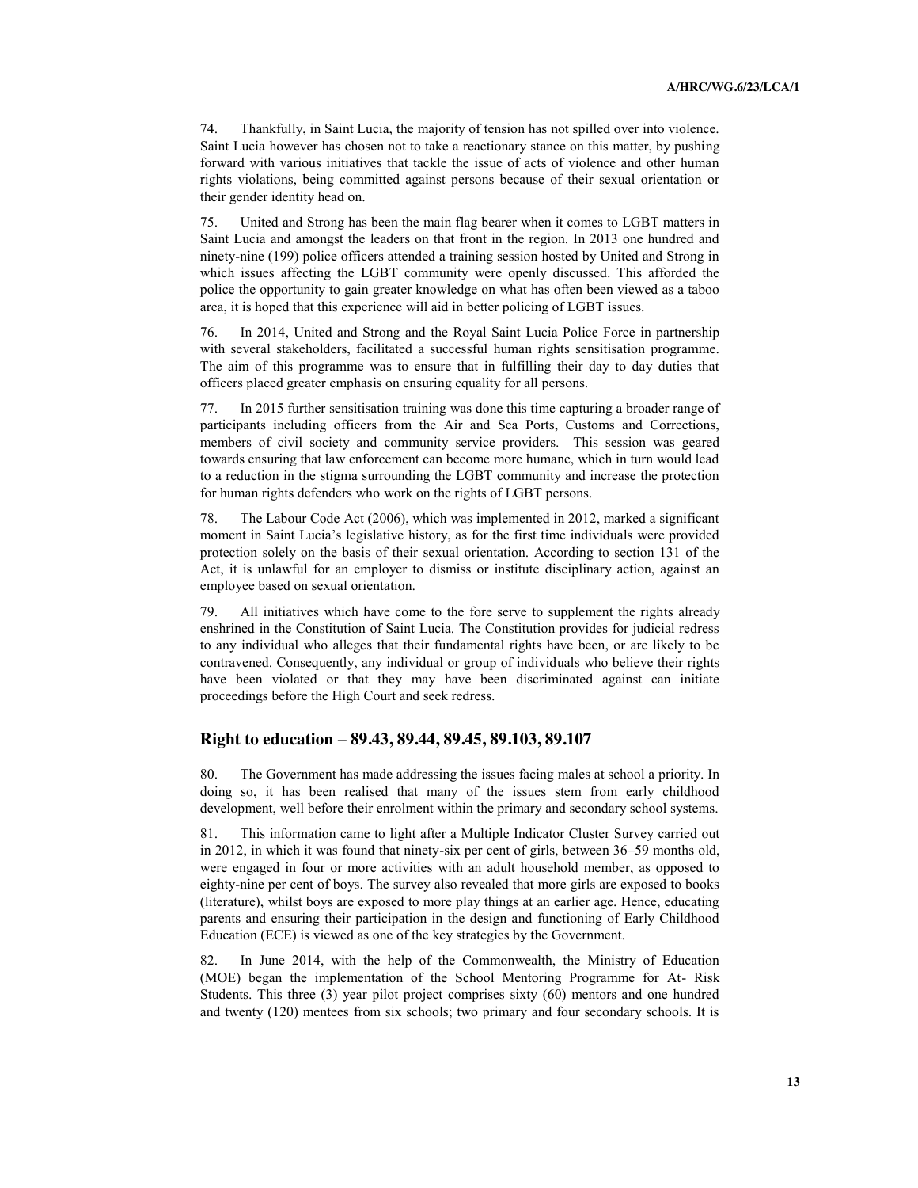74. Thankfully, in Saint Lucia, the majority of tension has not spilled over into violence. Saint Lucia however has chosen not to take a reactionary stance on this matter, by pushing forward with various initiatives that tackle the issue of acts of violence and other human rights violations, being committed against persons because of their sexual orientation or their gender identity head on.

75. United and Strong has been the main flag bearer when it comes to LGBT matters in Saint Lucia and amongst the leaders on that front in the region. In 2013 one hundred and ninety-nine (199) police officers attended a training session hosted by United and Strong in which issues affecting the LGBT community were openly discussed. This afforded the police the opportunity to gain greater knowledge on what has often been viewed as a taboo area, it is hoped that this experience will aid in better policing of LGBT issues.

76. In 2014, United and Strong and the Royal Saint Lucia Police Force in partnership with several stakeholders, facilitated a successful human rights sensitisation programme. The aim of this programme was to ensure that in fulfilling their day to day duties that officers placed greater emphasis on ensuring equality for all persons.

77. In 2015 further sensitisation training was done this time capturing a broader range of participants including officers from the Air and Sea Ports, Customs and Corrections, members of civil society and community service providers. This session was geared towards ensuring that law enforcement can become more humane, which in turn would lead to a reduction in the stigma surrounding the LGBT community and increase the protection for human rights defenders who work on the rights of LGBT persons.

78. The Labour Code Act (2006), which was implemented in 2012, marked a significant moment in Saint Lucia's legislative history, as for the first time individuals were provided protection solely on the basis of their sexual orientation. According to section 131 of the Act, it is unlawful for an employer to dismiss or institute disciplinary action, against an employee based on sexual orientation.

79. All initiatives which have come to the fore serve to supplement the rights already enshrined in the Constitution of Saint Lucia. The Constitution provides for judicial redress to any individual who alleges that their fundamental rights have been, or are likely to be contravened. Consequently, any individual or group of individuals who believe their rights have been violated or that they may have been discriminated against can initiate proceedings before the High Court and seek redress.

## Right to education – 89.43, 89.44, 89.45, 89.103, 89.107

80. The Government has made addressing the issues facing males at school a priority. In doing so, it has been realised that many of the issues stem from early childhood development, well before their enrolment within the primary and secondary school systems.

81. This information came to light after a Multiple Indicator Cluster Survey carried out in 2012, in which it was found that ninety-six per cent of girls, between 36–59 months old, were engaged in four or more activities with an adult household member, as opposed to eighty-nine per cent of boys. The survey also revealed that more girls are exposed to books (literature), whilst boys are exposed to more play things at an earlier age. Hence, educating parents and ensuring their participation in the design and functioning of Early Childhood Education (ECE) is viewed as one of the key strategies by the Government.

82. In June 2014, with the help of the Commonwealth, the Ministry of Education (MOE) began the implementation of the School Mentoring Programme for At- Risk Students. This three (3) year pilot project comprises sixty (60) mentors and one hundred and twenty (120) mentees from six schools; two primary and four secondary schools. It is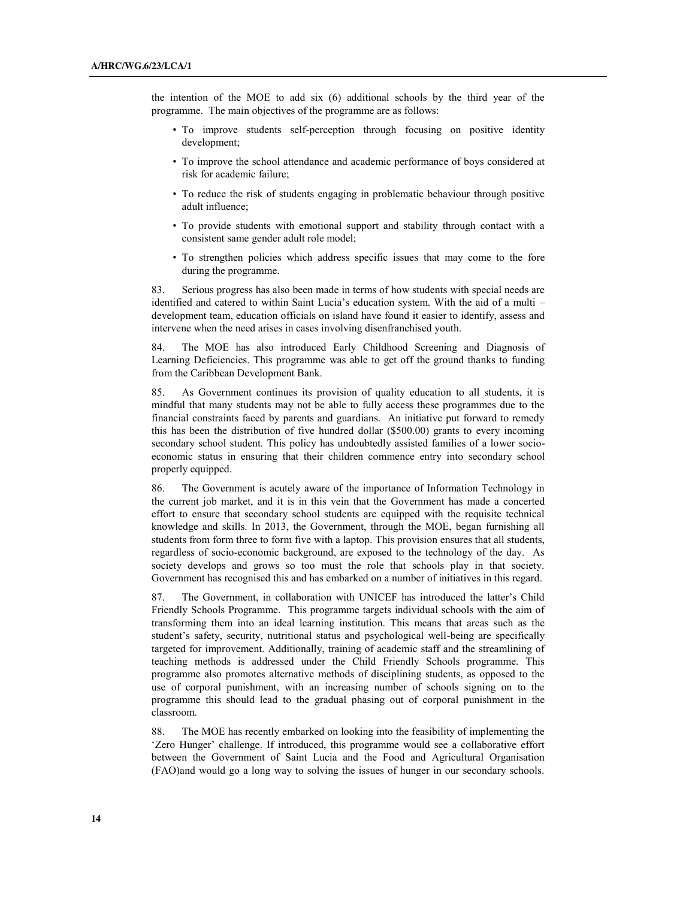the intention of the MOE to add six (6) additional schools by the third year of the programme. The main objectives of the programme are as follows:

- To improve students self-perception through focusing on positive identity development;
- To improve the school attendance and academic performance of boys considered at risk for academic failure;
- To reduce the risk of students engaging in problematic behaviour through positive adult influence;
- To provide students with emotional support and stability through contact with a consistent same gender adult role model;
- To strengthen policies which address specific issues that may come to the fore during the programme.

83. Serious progress has also been made in terms of how students with special needs are identified and catered to within Saint Lucia's education system. With the aid of a multi – development team, education officials on island have found it easier to identify, assess and intervene when the need arises in cases involving disenfranchised youth.

84. The MOE has also introduced Early Childhood Screening and Diagnosis of Learning Deficiencies. This programme was able to get off the ground thanks to funding from the Caribbean Development Bank.

85. As Government continues its provision of quality education to all students, it is mindful that many students may not be able to fully access these programmes due to the financial constraints faced by parents and guardians. An initiative put forward to remedy this has been the distribution of five hundred dollar ($500.00) grants to every incoming secondary school student. This policy has undoubtedly assisted families of a lower socio-economic status in ensuring that their children commence entry into secondary school properly equipped.

86. The Government is acutely aware of the importance of Information Technology in the current job market, and it is in this vein that the Government has made a concerted effort to ensure that secondary school students are equipped with the requisite technical knowledge and skills. In 2013, the Government, through the MOE, began furnishing all students from form three to form five with a laptop. This provision ensures that all students, regardless of socio-economic background, are exposed to the technology of the day. As society develops and grows so too must the role that schools play in that society. Government has recognised this and has embarked on a number of initiatives in this regard.

87. The Government, in collaboration with UNICEF has introduced the latter's Child Friendly Schools Programme. This programme targets individual schools with the aim of transforming them into an ideal learning institution. This means that areas such as the student's safety, security, nutritional status and psychological well-being are specifically targeted for improvement. Additionally, training of academic staff and the streamlining of teaching methods is addressed under the Child Friendly Schools programme. This programme also promotes alternative methods of disciplining students, as opposed to the use of corporal punishment, with an increasing number of schools signing on to the programme this should lead to the gradual phasing out of corporal punishment in the classroom.

88. The MOE has recently embarked on looking into the feasibility of implementing the 'Zero Hunger' challenge. If introduced, this programme would see a collaborative effort between the Government of Saint Lucia and the Food and Agricultural Organisation (FAO)and would go a long way to solving the issues of hunger in our secondary schools.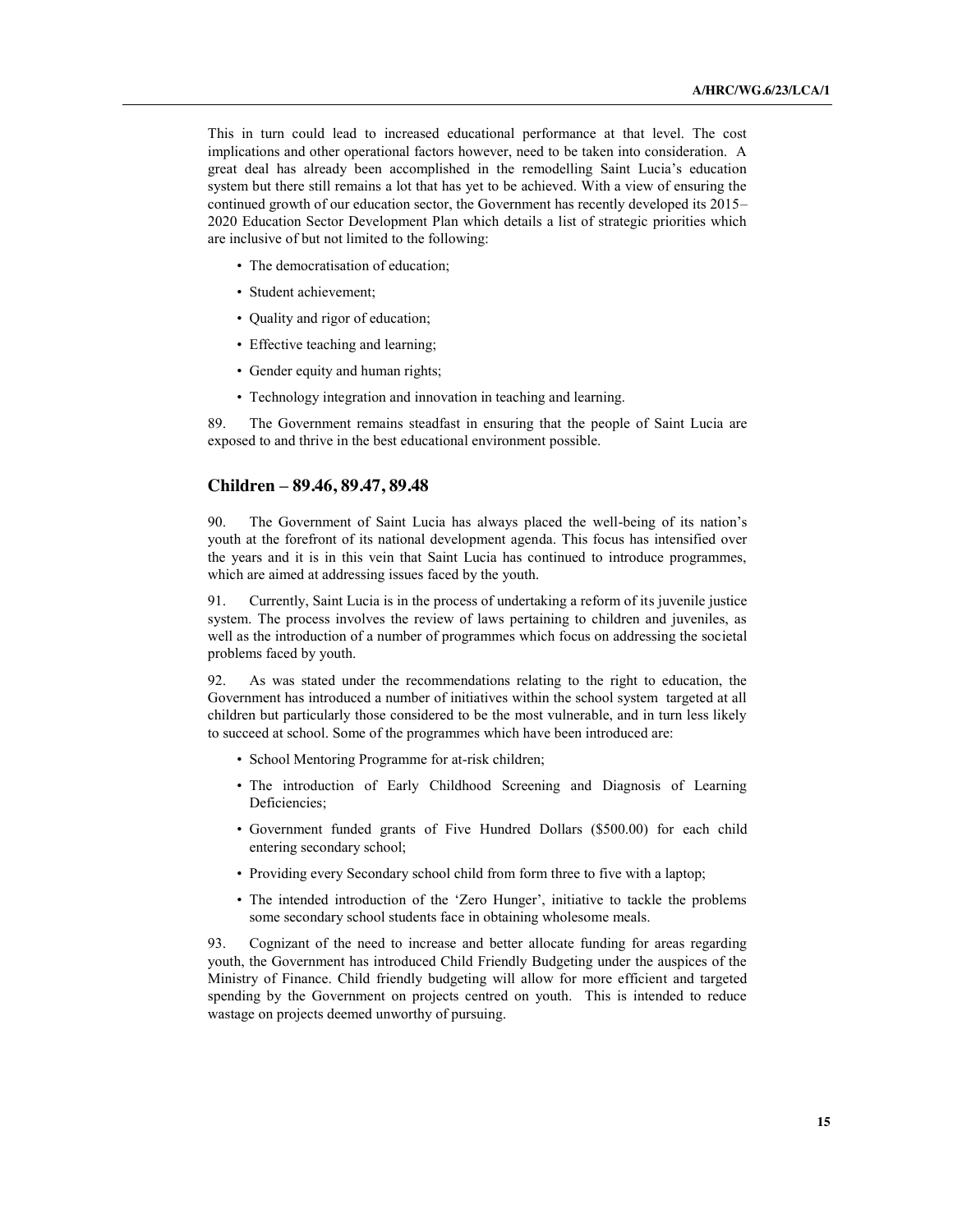This in turn could lead to increased educational performance at that level. The cost implications and other operational factors however, need to be taken into consideration. A great deal has already been accomplished in the remodelling Saint Lucia's education system but there still remains a lot that has yet to be achieved. With a view of ensuring the continued growth of our education sector, the Government has recently developed its 2015–2020 Education Sector Development Plan which details a list of strategic priorities which are inclusive of but not limited to the following:

- The democratisation of education;
- Student achievement;
- Quality and rigor of education;
- Effective teaching and learning;
- Gender equity and human rights;
- Technology integration and innovation in teaching and learning.

89. The Government remains steadfast in ensuring that the people of Saint Lucia are exposed to and thrive in the best educational environment possible.

## Children – 89.46, 89.47, 89.48

90. The Government of Saint Lucia has always placed the well-being of its nation's youth at the forefront of its national development agenda. This focus has intensified over the years and it is in this vein that Saint Lucia has continued to introduce programmes, which are aimed at addressing issues faced by the youth.

91. Currently, Saint Lucia is in the process of undertaking a reform of its juvenile justice system. The process involves the review of laws pertaining to children and juveniles, as well as the introduction of a number of programmes which focus on addressing the societal problems faced by youth.

92. As was stated under the recommendations relating to the right to education, the Government has introduced a number of initiatives within the school system targeted at all children but particularly those considered to be the most vulnerable, and in turn less likely to succeed at school. Some of the programmes which have been introduced are:

- School Mentoring Programme for at-risk children;
- The introduction of Early Childhood Screening and Diagnosis of Learning Deficiencies;
- Government funded grants of Five Hundred Dollars ($500.00) for each child entering secondary school;
- Providing every Secondary school child from form three to five with a laptop;
- The intended introduction of the 'Zero Hunger', initiative to tackle the problems some secondary school students face in obtaining wholesome meals.

93. Cognizant of the need to increase and better allocate funding for areas regarding youth, the Government has introduced Child Friendly Budgeting under the auspices of the Ministry of Finance. Child friendly budgeting will allow for more efficient and targeted spending by the Government on projects centred on youth. This is intended to reduce wastage on projects deemed unworthy of pursuing.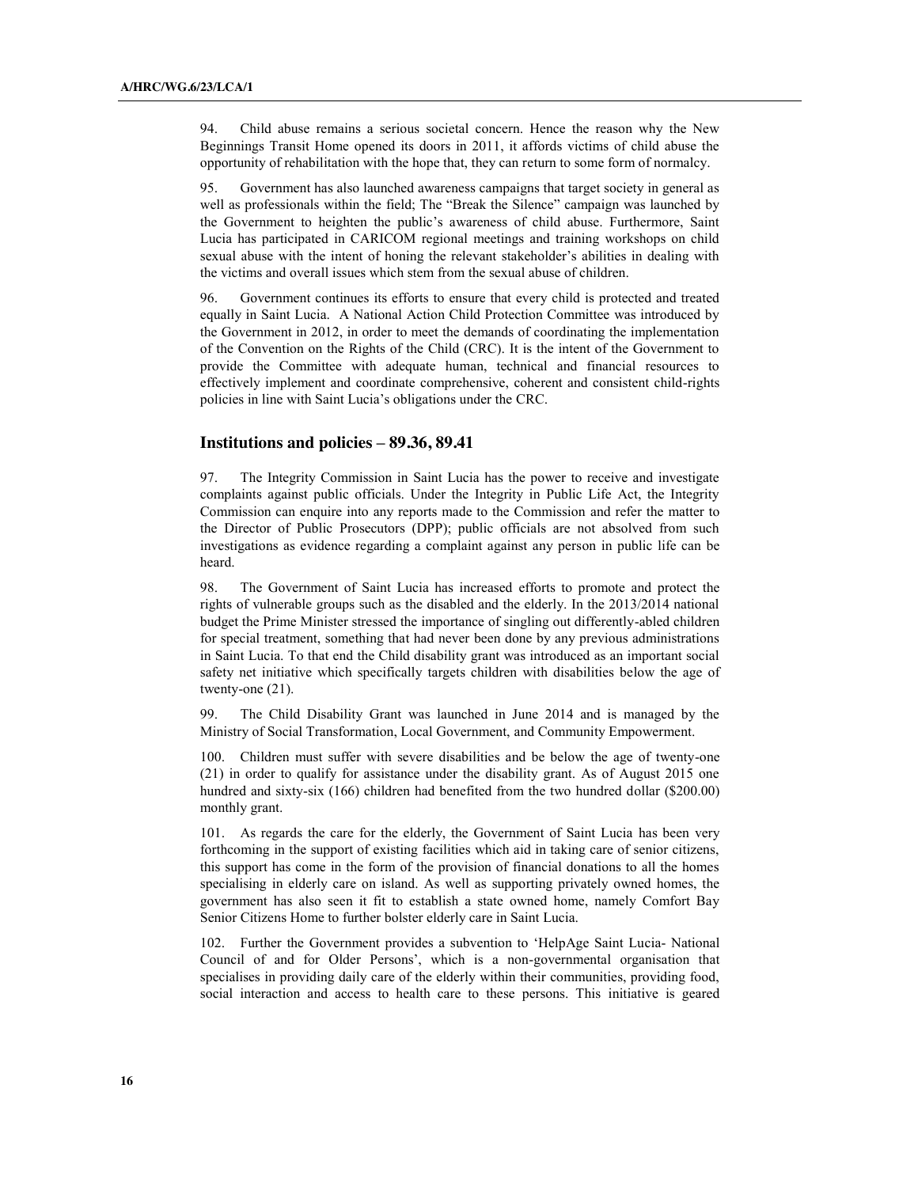94. Child abuse remains a serious societal concern. Hence the reason why the New Beginnings Transit Home opened its doors in 2011, it affords victims of child abuse the opportunity of rehabilitation with the hope that, they can return to some form of normalcy.

95. Government has also launched awareness campaigns that target society in general as well as professionals within the field; The "Break the Silence" campaign was launched by the Government to heighten the public's awareness of child abuse. Furthermore, Saint Lucia has participated in CARICOM regional meetings and training workshops on child sexual abuse with the intent of honing the relevant stakeholder's abilities in dealing with the victims and overall issues which stem from the sexual abuse of children.

96. Government continues its efforts to ensure that every child is protected and treated equally in Saint Lucia. A National Action Child Protection Committee was introduced by the Government in 2012, in order to meet the demands of coordinating the implementation of the Convention on the Rights of the Child (CRC). It is the intent of the Government to provide the Committee with adequate human, technical and financial resources to effectively implement and coordinate comprehensive, coherent and consistent child-rights policies in line with Saint Lucia's obligations under the CRC.

## Institutions and policies – 89.36, 89.41

97. The Integrity Commission in Saint Lucia has the power to receive and investigate complaints against public officials. Under the Integrity in Public Life Act, the Integrity Commission can enquire into any reports made to the Commission and refer the matter to the Director of Public Prosecutors (DPP); public officials are not absolved from such investigations as evidence regarding a complaint against any person in public life can be heard.

98. The Government of Saint Lucia has increased efforts to promote and protect the rights of vulnerable groups such as the disabled and the elderly. In the 2013/2014 national budget the Prime Minister stressed the importance of singling out differently-abled children for special treatment, something that had never been done by any previous administrations in Saint Lucia. To that end the Child disability grant was introduced as an important social safety net initiative which specifically targets children with disabilities below the age of twenty-one (21).

99. The Child Disability Grant was launched in June 2014 and is managed by the Ministry of Social Transformation, Local Government, and Community Empowerment.

100. Children must suffer with severe disabilities and be below the age of twenty-one (21) in order to qualify for assistance under the disability grant. As of August 2015 one hundred and sixty-six (166) children had benefited from the two hundred dollar ($200.00) monthly grant.

101. As regards the care for the elderly, the Government of Saint Lucia has been very forthcoming in the support of existing facilities which aid in taking care of senior citizens, this support has come in the form of the provision of financial donations to all the homes specialising in elderly care on island. As well as supporting privately owned homes, the government has also seen it fit to establish a state owned home, namely Comfort Bay Senior Citizens Home to further bolster elderly care in Saint Lucia.

102. Further the Government provides a subvention to 'HelpAge Saint Lucia- National Council of and for Older Persons', which is a non-governmental organisation that specialises in providing daily care of the elderly within their communities, providing food, social interaction and access to health care to these persons. This initiative is geared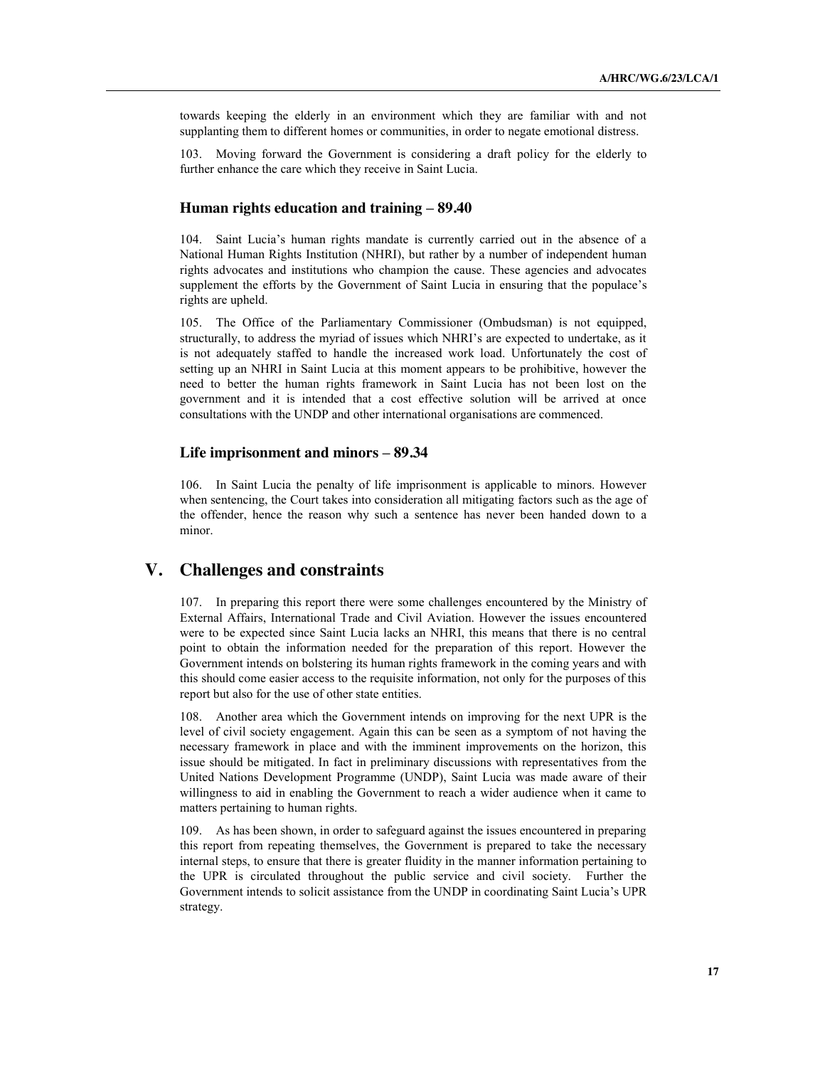towards keeping the elderly in an environment which they are familiar with and not supplanting them to different homes or communities, in order to negate emotional distress.

103. Moving forward the Government is considering a draft policy for the elderly to further enhance the care which they receive in Saint Lucia.

### Human rights education and training – 89.40

104. Saint Lucia's human rights mandate is currently carried out in the absence of a National Human Rights Institution (NHRI), but rather by a number of independent human rights advocates and institutions who champion the cause. These agencies and advocates supplement the efforts by the Government of Saint Lucia in ensuring that the populace's rights are upheld.

105. The Office of the Parliamentary Commissioner (Ombudsman) is not equipped, structurally, to address the myriad of issues which NHRI's are expected to undertake, as it is not adequately staffed to handle the increased work load. Unfortunately the cost of setting up an NHRI in Saint Lucia at this moment appears to be prohibitive, however the need to better the human rights framework in Saint Lucia has not been lost on the government and it is intended that a cost effective solution will be arrived at once consultations with the UNDP and other international organisations are commenced.

### Life imprisonment and minors – 89.34

106. In Saint Lucia the penalty of life imprisonment is applicable to minors. However when sentencing, the Court takes into consideration all mitigating factors such as the age of the offender, hence the reason why such a sentence has never been handed down to a minor.

## V. Challenges and constraints

107. In preparing this report there were some challenges encountered by the Ministry of External Affairs, International Trade and Civil Aviation. However the issues encountered were to be expected since Saint Lucia lacks an NHRI, this means that there is no central point to obtain the information needed for the preparation of this report. However the Government intends on bolstering its human rights framework in the coming years and with this should come easier access to the requisite information, not only for the purposes of this report but also for the use of other state entities.

108. Another area which the Government intends on improving for the next UPR is the level of civil society engagement. Again this can be seen as a symptom of not having the necessary framework in place and with the imminent improvements on the horizon, this issue should be mitigated. In fact in preliminary discussions with representatives from the United Nations Development Programme (UNDP), Saint Lucia was made aware of their willingness to aid in enabling the Government to reach a wider audience when it came to matters pertaining to human rights.

109. As has been shown, in order to safeguard against the issues encountered in preparing this report from repeating themselves, the Government is prepared to take the necessary internal steps, to ensure that there is greater fluidity in the manner information pertaining to the UPR is circulated throughout the public service and civil society. Further the Government intends to solicit assistance from the UNDP in coordinating Saint Lucia's UPR strategy.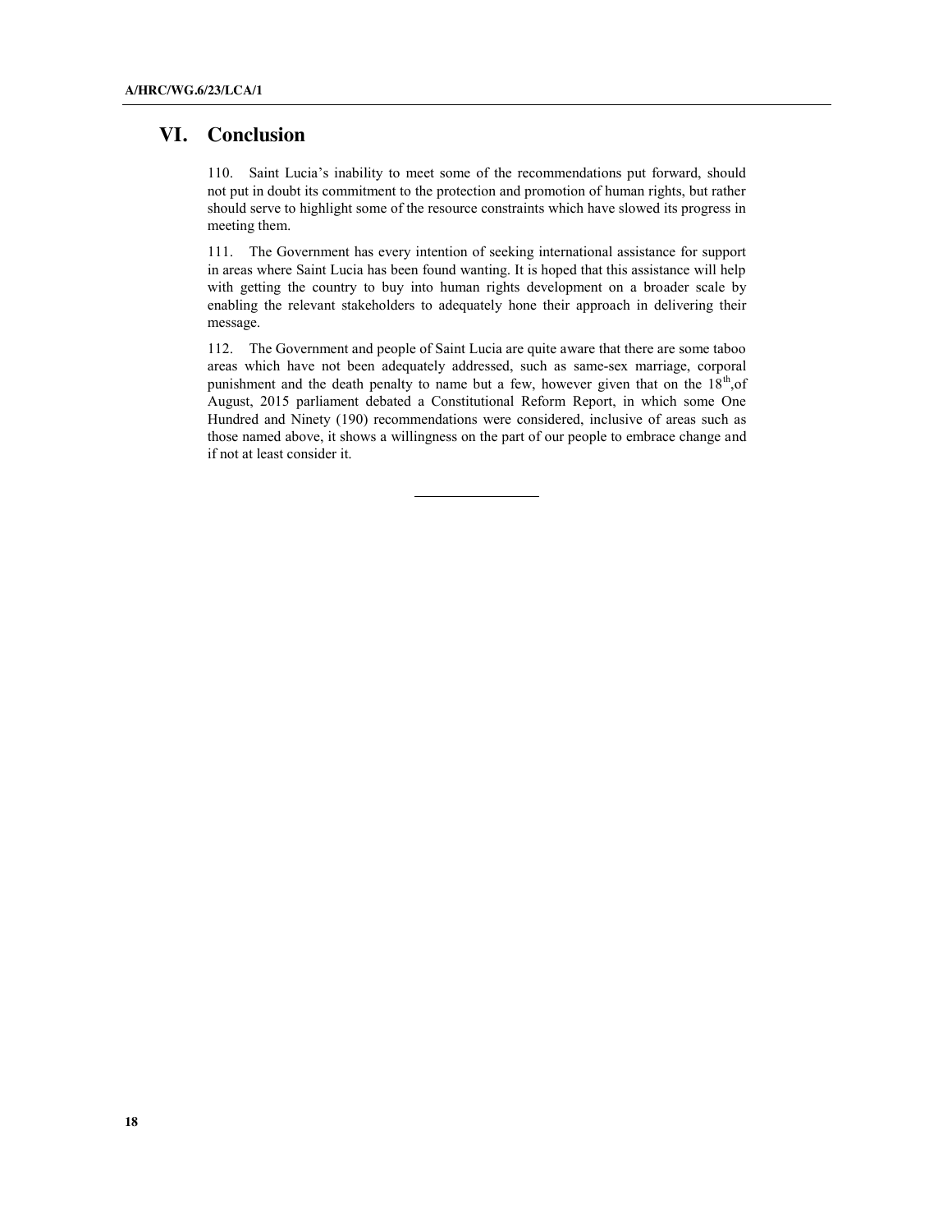# VI. Conclusion

110. Saint Lucia's inability to meet some of the recommendations put forward, should not put in doubt its commitment to the protection and promotion of human rights, but rather should serve to highlight some of the resource constraints which have slowed its progress in meeting them.

111. The Government has every intention of seeking international assistance for support in areas where Saint Lucia has been found wanting. It is hoped that this assistance will help with getting the country to buy into human rights development on a broader scale by enabling the relevant stakeholders to adequately hone their approach in delivering their message.

112. The Government and people of Saint Lucia are quite aware that there are some taboo areas which have not been adequately addressed, such as same-sex marriage, corporal punishment and the death penalty to name but a few, however given that on the 18th,of August, 2015 parliament debated a Constitutional Reform Report, in which some One Hundred and Ninety (190) recommendations were considered, inclusive of areas such as those named above, it shows a willingness on the part of our people to embrace change and if not at least consider it.